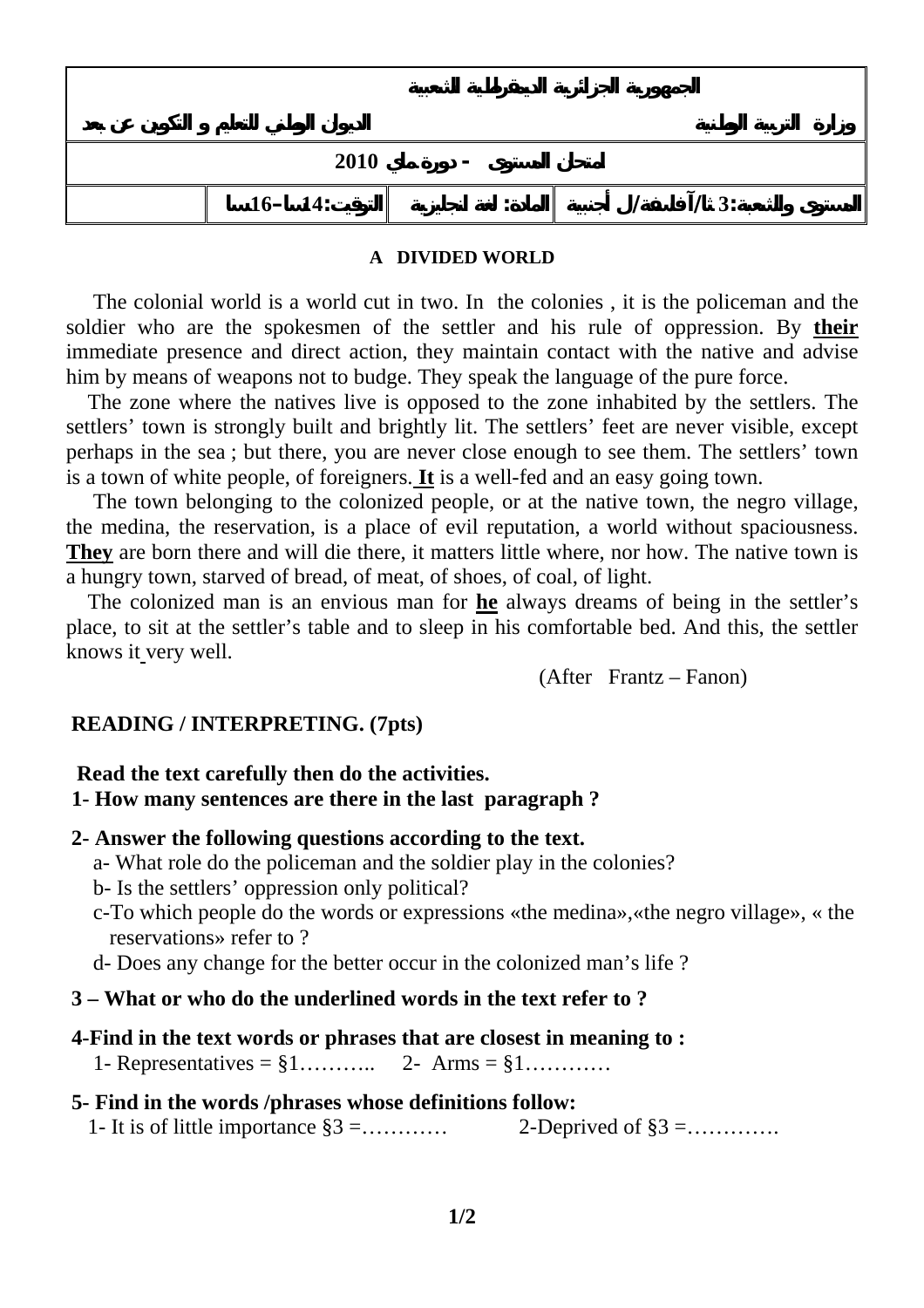| | | |
|---|---|---|
| الجمهورية الجزائرية الديمقراطية الشعبية | | |
| وزارة التربية الوطنية | | الديوان الوطني للتعليم و التكوين عن بعد |
| امتحان المستوى - دورة ماي 2010 | | |
| المستوى والشعبة:3 ثا/آ فلسفة/ل أجنبية | المادة: لغة انجليزية | التوقيت:14سا–16سا |

**A DIVIDED WORLD**

The colonial world is a world cut in two. In the colonies , it is the policeman and the soldier who are the spokesmen of the settler and his rule of oppression. By **their** immediate presence and direct action, they maintain contact with the native and advise him by means of weapons not to budge. They speak the language of the pure force.

The zone where the natives live is opposed to the zone inhabited by the settlers. The settlers' town is strongly built and brightly lit. The settlers' feet are never visible, except perhaps in the sea ; but there, you are never close enough to see them. The settlers' town is a town of white people, of foreigners. **It** is a well-fed and an easy going town.

The town belonging to the colonized people, or at the native town, the negro village, the medina, the reservation, is a place of evil reputation, a world without spaciousness. **They** are born there and will die there, it matters little where, nor how. The native town is a hungry town, starved of bread, of meat, of shoes, of coal, of light.

The colonized man is an envious man for **he** always dreams of being in the settler's place, to sit at the settler's table and to sleep in his comfortable bed. And this, the settler knows it very well.

(After Frantz – Fanon)

**READING / INTERPRETING. (7pts)**

**Read the text carefully then do the activities.**

**1- How many sentences are there in the last paragraph ?**

**2- Answer the following questions according to the text.**

a- What role do the policeman and the soldier play in the colonies?

b- Is the settlers' oppression only political?

c-To which people do the words or expressions «the medina»,«the negro village», « the reservations» refer to ?

d- Does any change for the better occur in the colonized man's life ?

**3 – What or who do the underlined words in the text refer to ?**

**4-Find in the text words or phrases that are closest in meaning to :**

1- Representatives = §1……….. 2- Arms = §1…………

**5- Find in the words /phrases whose definitions follow:**

1- It is of little importance §3 =………… 2-Deprived of §3 =………….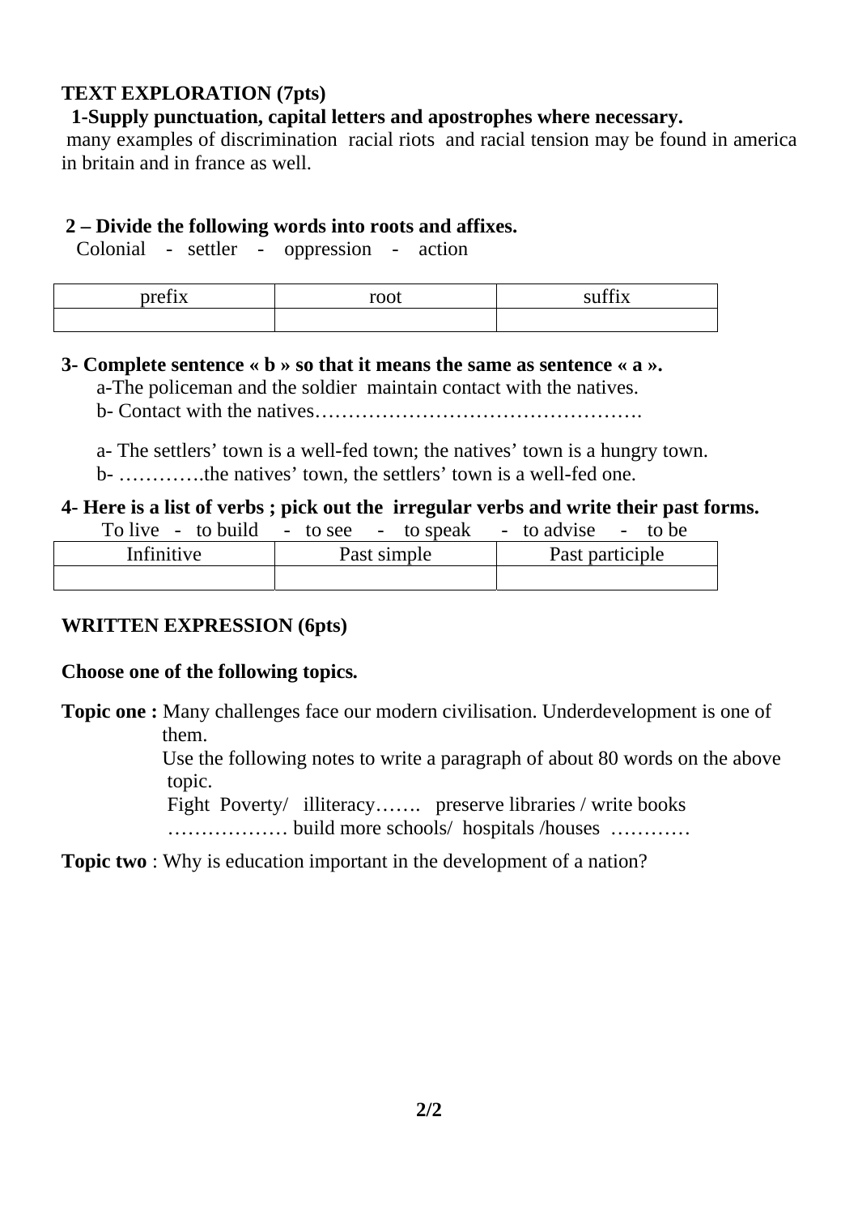**TEXT EXPLORATION (7pts)**

**1-Supply punctuation, capital letters and apostrophes where necessary.**

many examples of discrimination racial riots and racial tension may be found in america in britain and in france as well.

**2 – Divide the following words into roots and affixes.**

Colonial - settler - oppression - action

| prefix | root | suffix |
|---|---|---|
| | | |

**3- Complete sentence « b » so that it means the same as sentence « a ».**

a-The policeman and the soldier maintain contact with the natives.

b- Contact with the natives………………………………………….

a- The settlers' town is a well-fed town; the natives' town is a hungry town.

b- ………….the natives' town, the settlers' town is a well-fed one.

**4- Here is a list of verbs ; pick out the irregular verbs and write their past forms.**

To live - to build - to see - to speak - to advise - to be

| Infinitive | Past simple | Past participle |
|---|---|---|
| | | |

**WRITTEN EXPRESSION (6pts)**

**Choose one of the following topics.**

**Topic one :** Many challenges face our modern civilisation. Underdevelopment is one of them.

Use the following notes to write a paragraph of about 80 words on the above topic.

Fight Poverty/ illiteracy……. preserve libraries / write books

……………… build more schools/ hospitals /houses …………

**Topic two** : Why is education important in the development of a nation?